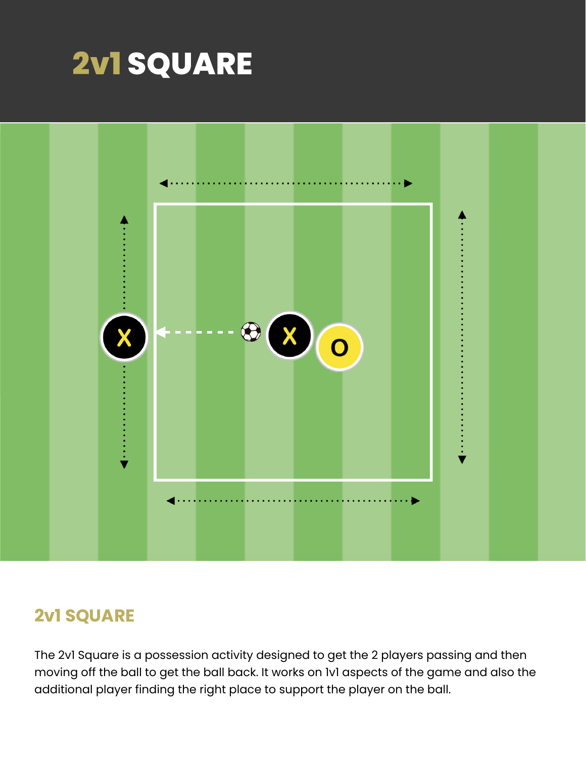# 2v1 SQUARE

## 2v1 SQUARE

The 2v1 Square is a possession activity designed to get the 2 players passing and then moving off the ball to get the ball back. It works on 1v1 aspects of the game and also the additional player finding the right place to support the player on the ball.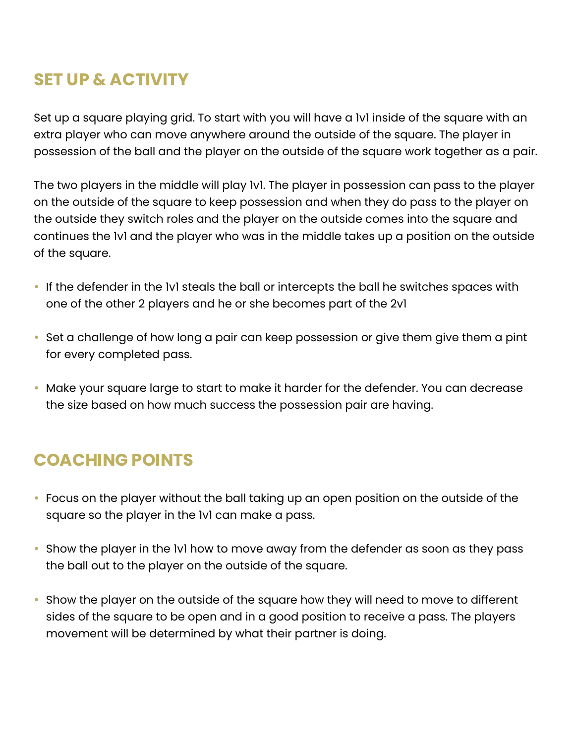## SET UP & ACTIVITY

Set up a square playing grid. To start with you will have a 1v1 inside of the square with an extra player who can move anywhere around the outside of the square. The player in possession of the ball and the player on the outside of the square work together as a pair.

The two players in the middle will play 1v1. The player in possession can pass to the player on the outside of the square to keep possession and when they do pass to the player on the outside they switch roles and the player on the outside comes into the square and continues the 1v1 and the player who was in the middle takes up a position on the outside of the square.

- If the defender in the 1v1 steals the ball or intercepts the ball he switches spaces with one of the other 2 players and he or she becomes part of the 2v1
- Set a challenge of how long a pair can keep possession or give them give them a pint for every completed pass.
- Make your square large to start to make it harder for the defender. You can decrease the size based on how much success the possession pair are having.

## COACHING POINTS

- Focus on the player without the ball taking up an open position on the outside of the square so the player in the 1v1 can make a pass.
- Show the player in the 1v1 how to move away from the defender as soon as they pass the ball out to the player on the outside of the square.
- Show the player on the outside of the square how they will need to move to different sides of the square to be open and in a good position to receive a pass. The players movement will be determined by what their partner is doing.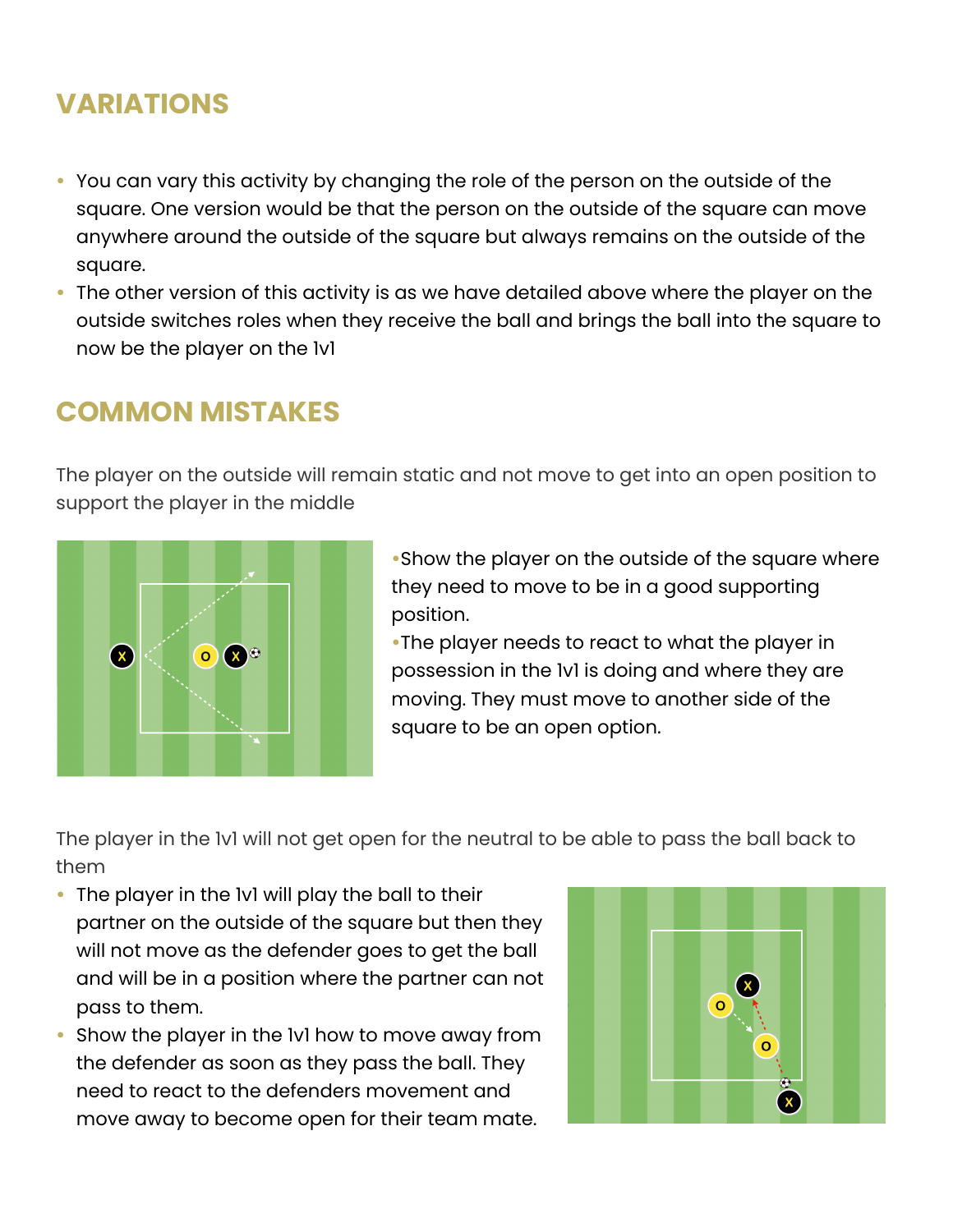## VARIATIONS

- You can vary this activity by changing the role of the person on the outside of the square. One version would be that the person on the outside of the square can move anywhere around the outside of the square but always remains on the outside of the square.
- The other version of this activity is as we have detailed above where the player on the outside switches roles when they receive the ball and brings the ball into the square to now be the player on the 1v1

## COMMON MISTAKES

The player on the outside will remain static and not move to get into an open position to support the player in the middle

- Show the player on the outside of the square where they need to move to be in a good supporting position.
- The player needs to react to what the player in possession in the 1v1 is doing and where they are moving. They must move to another side of the square to be an open option.

The player in the 1v1 will not get open for the neutral to be able to pass the ball back to them

- The player in the 1v1 will play the ball to their partner on the outside of the square but then they will not move as the defender goes to get the ball and will be in a position where the partner can not pass to them.
- Show the player in the 1v1 how to move away from the defender as soon as they pass the ball. They need to react to the defenders movement and move away to become open for their team mate.